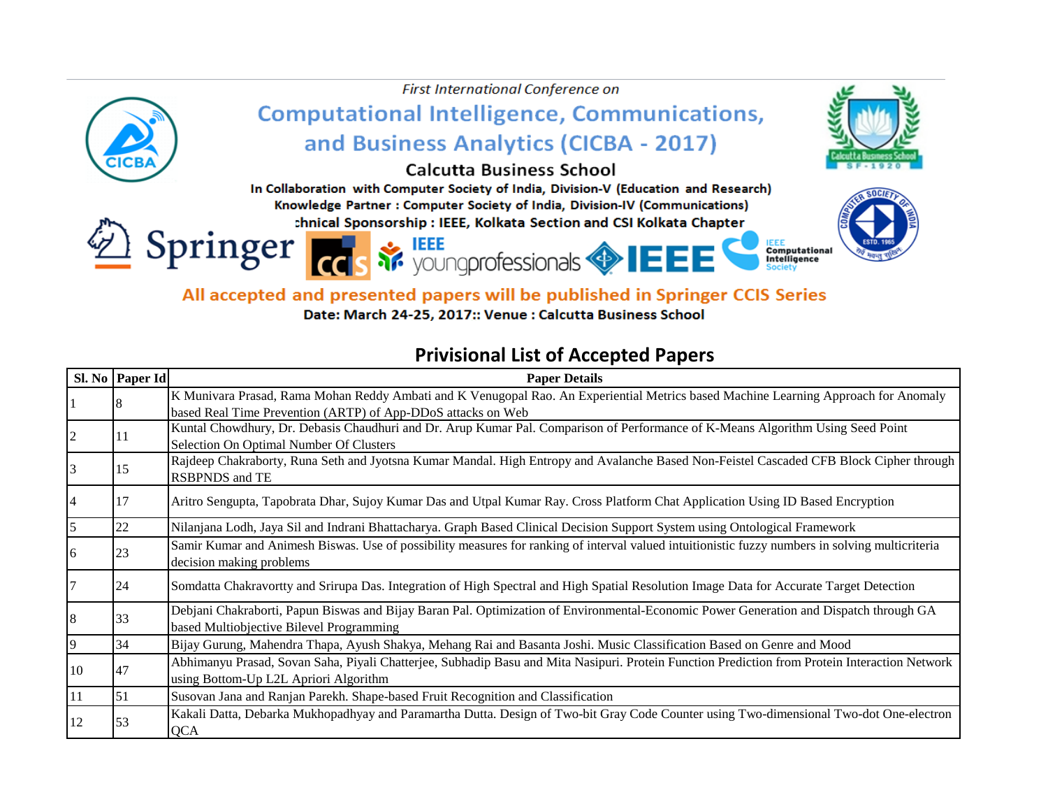*First International Conference on*

# Computational Intelligence, Communications, and Business Analytics (CICBA - 2017)

**Calcutta Business School**

**In Collaboration with Computer Society of India, Division-V (Education and Research)**

**Knowledge Partner : Computer Society of India, Division-IV (Communications)**

**Technical Sponsorship : IEEE, Kolkata Section and CSI Kolkata Chapter**

**All accepted and presented papers will be published in Springer CCIS Series**

**Date: March 24-25, 2017:: Venue : Calcutta Business School**

## Privisional List of Accepted Papers

| Sl. No | Paper Id | Paper Details |
|---|---|---|
| 1 | 8 | K Munivara Prasad, Rama Mohan Reddy Ambati and K Venugopal Rao. An Experiential Metrics based Machine Learning Approach for Anomaly based Real Time Prevention (ARTP) of App-DDoS attacks on Web |
| 2 | 11 | Kuntal Chowdhury, Dr. Debasis Chaudhuri and Dr. Arup Kumar Pal. Comparison of Performance of K-Means Algorithm Using Seed Point Selection On Optimal Number Of Clusters |
| 3 | 15 | Rajdeep Chakraborty, Runa Seth and Jyotsna Kumar Mandal. High Entropy and Avalanche Based Non-Feistel Cascaded CFB Block Cipher through RSBPNDS and TE |
| 4 | 17 | Aritro Sengupta, Tapobrata Dhar, Sujoy Kumar Das and Utpal Kumar Ray. Cross Platform Chat Application Using ID Based Encryption |
| 5 | 22 | Nilanjana Lodh, Jaya Sil and Indrani Bhattacharya. Graph Based Clinical Decision Support System using Ontological Framework |
| 6 | 23 | Samir Kumar and Animesh Biswas. Use of possibility measures for ranking of interval valued intuitionistic fuzzy numbers in solving multicriteria decision making problems |
| 7 | 24 | Somdatta Chakravortty and Srirupa Das. Integration of High Spectral and High Spatial Resolution Image Data for Accurate Target Detection |
| 8 | 33 | Debjani Chakraborti, Papun Biswas and Bijay Baran Pal. Optimization of Environmental-Economic Power Generation and Dispatch through GA based Multiobjective Bilevel Programming |
| 9 | 34 | Bijay Gurung, Mahendra Thapa, Ayush Shakya, Mehang Rai and Basanta Joshi. Music Classification Based on Genre and Mood |
| 10 | 47 | Abhimanyu Prasad, Sovan Saha, Piyali Chatterjee, Subhadip Basu and Mita Nasipuri. Protein Function Prediction from Protein Interaction Network using Bottom-Up L2L Apriori Algorithm |
| 11 | 51 | Susovan Jana and Ranjan Parekh. Shape-based Fruit Recognition and Classification |
| 12 | 53 | Kakali Datta, Debarka Mukhopadhyay and Paramartha Dutta. Design of Two-bit Gray Code Counter using Two-dimensional Two-dot One-electron QCA |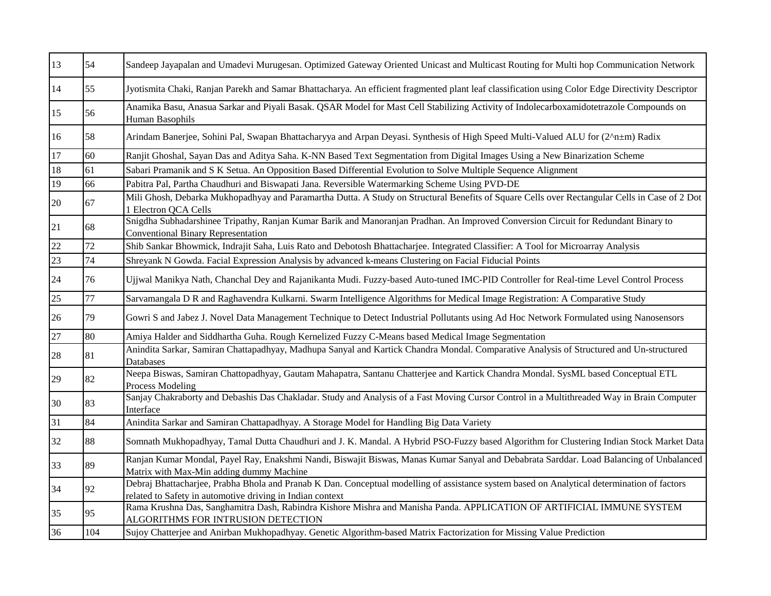| 13 | 54 | Sandeep Jayapalan and Umadevi Murugesan. Optimized Gateway Oriented Unicast and Multicast Routing for Multi hop Communication Network |
|---|---|---|
| 14 | 55 | Jyotismita Chaki, Ranjan Parekh and Samar Bhattacharya. An efficient fragmented plant leaf classification using Color Edge Directivity Descriptor |
| 15 | 56 | Anamika Basu, Anasua Sarkar and Piyali Basak. QSAR Model for Mast Cell Stabilizing Activity of Indolecarboxamidotetrazole Compounds on Human Basophils |
| 16 | 58 | Arindam Banerjee, Sohini Pal, Swapan Bhattacharyya and Arpan Deyasi. Synthesis of High Speed Multi-Valued ALU for (2^n±m) Radix |
| 17 | 60 | Ranjit Ghoshal, Sayan Das and Aditya Saha. K-NN Based Text Segmentation from Digital Images Using a New Binarization Scheme |
| 18 | 61 | Sabari Pramanik and S K Setua. An Opposition Based Differential Evolution to Solve Multiple Sequence Alignment |
| 19 | 66 | Pabitra Pal, Partha Chaudhuri and Biswapati Jana. Reversible Watermarking Scheme Using PVD-DE |
| 20 | 67 | Mili Ghosh, Debarka Mukhopadhyay and Paramartha Dutta. A Study on Structural Benefits of Square Cells over Rectangular Cells in Case of 2 Dot 1 Electron QCA Cells |
| 21 | 68 | Snigdha Subhadarshinee Tripathy, Ranjan Kumar Barik and Manoranjan Pradhan. An Improved Conversion Circuit for Redundant Binary to Conventional Binary Representation |
| 22 | 72 | Shib Sankar Bhowmick, Indrajit Saha, Luis Rato and Debotosh Bhattacharjee. Integrated Classifier: A Tool for Microarray Analysis |
| 23 | 74 | Shreyank N Gowda. Facial Expression Analysis by advanced k-means Clustering on Facial Fiducial Points |
| 24 | 76 | Ujjwal Manikya Nath, Chanchal Dey and Rajanikanta Mudi. Fuzzy-based Auto-tuned IMC-PID Controller for Real-time Level Control Process |
| 25 | 77 | Sarvamangala D R and Raghavendra Kulkarni. Swarm Intelligence Algorithms for Medical Image Registration: A Comparative Study |
| 26 | 79 | Gowri S and Jabez J. Novel Data Management Technique to Detect Industrial Pollutants using Ad Hoc Network Formulated using Nanosensors |
| 27 | 80 | Amiya Halder and Siddhartha Guha. Rough Kernelized Fuzzy C-Means based Medical Image Segmentation |
| 28 | 81 | Anindita Sarkar, Samiran Chattapadhyay, Madhupa Sanyal and Kartick Chandra Mondal. Comparative Analysis of Structured and Un-structured Databases |
| 29 | 82 | Neepa Biswas, Samiran Chattopadhyay, Gautam Mahapatra, Santanu Chatterjee and Kartick Chandra Mondal. SysML based Conceptual ETL Process Modeling |
| 30 | 83 | Sanjay Chakraborty and Debashis Das Chakladar. Study and Analysis of a Fast Moving Cursor Control in a Multithreaded Way in Brain Computer Interface |
| 31 | 84 | Anindita Sarkar and Samiran Chattapadhyay. A Storage Model for Handling Big Data Variety |
| 32 | 88 | Somnath Mukhopadhyay, Tamal Dutta Chaudhuri and J. K. Mandal. A Hybrid PSO-Fuzzy based Algorithm for Clustering Indian Stock Market Data |
| 33 | 89 | Ranjan Kumar Mondal, Payel Ray, Enakshmi Nandi, Biswajit Biswas, Manas Kumar Sanyal and Debabrata Sarddar. Load Balancing of Unbalanced Matrix with Max-Min adding dummy Machine |
| 34 | 92 | Debraj Bhattacharjee, Prabha Bhola and Pranab K Dan. Conceptual modelling of assistance system based on Analytical determination of factors related to Safety in automotive driving in Indian context |
| 35 | 95 | Rama Krushna Das, Sanghamitra Dash, Rabindra Kishore Mishra and Manisha Panda. APPLICATION OF ARTIFICIAL IMMUNE SYSTEM ALGORITHMS FOR INTRUSION DETECTION |
| 36 | 104 | Sujoy Chatterjee and Anirban Mukhopadhyay. Genetic Algorithm-based Matrix Factorization for Missing Value Prediction |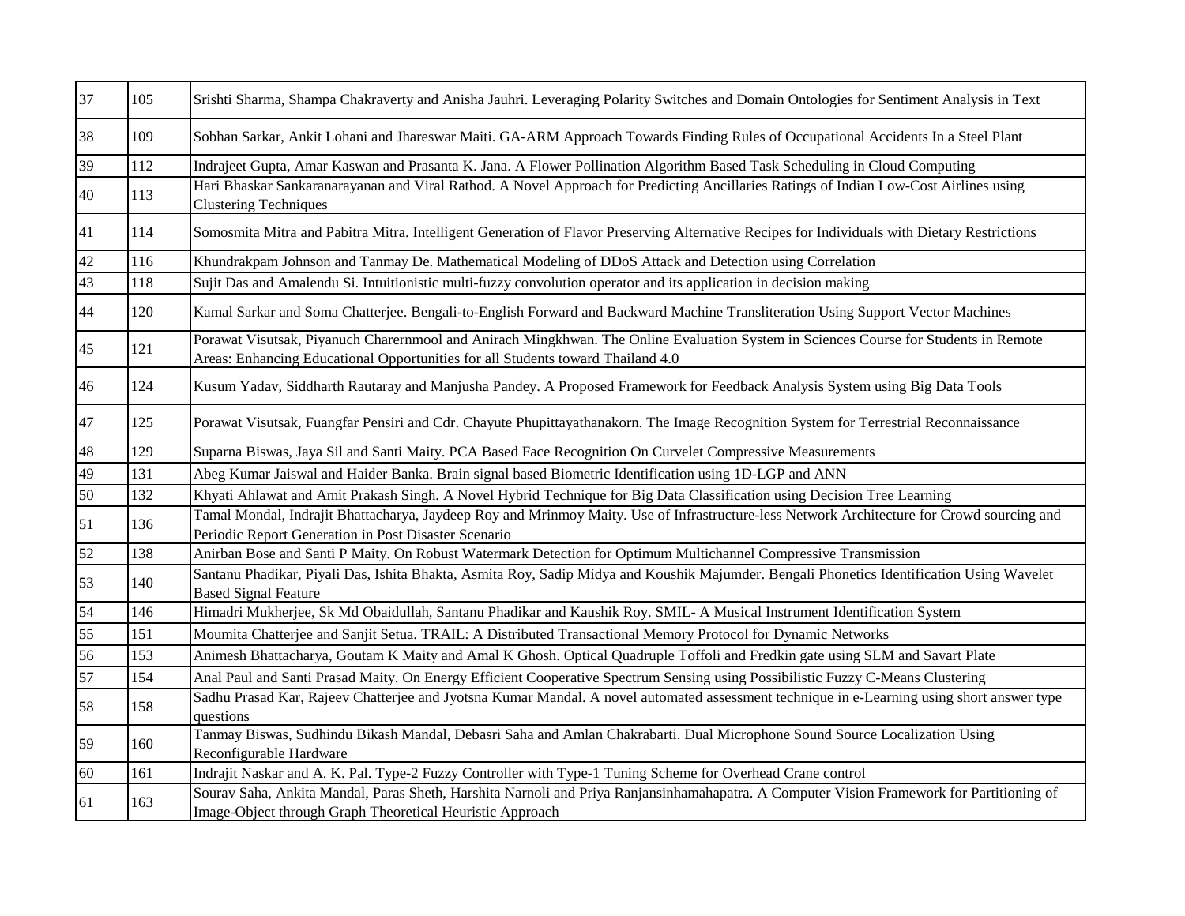| 37 | 105 | Srishti Sharma, Shampa Chakraverty and Anisha Jauhri. Leveraging Polarity Switches and Domain Ontologies for Sentiment Analysis in Text |
|---|---|---|
| 38 | 109 | Sobhan Sarkar, Ankit Lohani and Jhareswar Maiti. GA-ARM Approach Towards Finding Rules of Occupational Accidents In a Steel Plant |
| 39 | 112 | Indrajeet Gupta, Amar Kaswan and Prasanta K. Jana. A Flower Pollination Algorithm Based Task Scheduling in Cloud Computing |
| 40 | 113 | Hari Bhaskar Sankaranarayanan and Viral Rathod. A Novel Approach for Predicting Ancillaries Ratings of Indian Low-Cost Airlines using Clustering Techniques |
| 41 | 114 | Somosmita Mitra and Pabitra Mitra. Intelligent Generation of Flavor Preserving Alternative Recipes for Individuals with Dietary Restrictions |
| 42 | 116 | Khundrakpam Johnson and Tanmay De. Mathematical Modeling of DDoS Attack and Detection using Correlation |
| 43 | 118 | Sujit Das and Amalendu Si. Intuitionistic multi-fuzzy convolution operator and its application in decision making |
| 44 | 120 | Kamal Sarkar and Soma Chatterjee. Bengali-to-English Forward and Backward Machine Transliteration Using Support Vector Machines |
| 45 | 121 | Porawat Visutsak, Piyanuch Charernmool and Anirach Mingkhwan. The Online Evaluation System in Sciences Course for Students in Remote Areas: Enhancing Educational Opportunities for all Students toward Thailand 4.0 |
| 46 | 124 | Kusum Yadav, Siddharth Rautaray and Manjusha Pandey. A Proposed Framework for Feedback Analysis System using Big Data Tools |
| 47 | 125 | Porawat Visutsak, Fuangfar Pensiri and Cdr. Chayute Phupittayathanakorn. The Image Recognition System for Terrestrial Reconnaissance |
| 48 | 129 | Suparna Biswas, Jaya Sil and Santi Maity. PCA Based Face Recognition On Curvelet Compressive Measurements |
| 49 | 131 | Abeg Kumar Jaiswal and Haider Banka. Brain signal based Biometric Identification using 1D-LGP and ANN |
| 50 | 132 | Khyati Ahlawat and Amit Prakash Singh. A Novel Hybrid Technique for Big Data Classification using Decision Tree Learning |
| 51 | 136 | Tamal Mondal, Indrajit Bhattacharya, Jaydeep Roy and Mrinmoy Maity. Use of Infrastructure-less Network Architecture for Crowd sourcing and Periodic Report Generation in Post Disaster Scenario |
| 52 | 138 | Anirban Bose and Santi P Maity. On Robust Watermark Detection for Optimum Multichannel Compressive Transmission |
| 53 | 140 | Santanu Phadikar, Piyali Das, Ishita Bhakta, Asmita Roy, Sadip Midya and Koushik Majumder. Bengali Phonetics Identification Using Wavelet Based Signal Feature |
| 54 | 146 | Himadri Mukherjee, Sk Md Obaidullah, Santanu Phadikar and Kaushik Roy. SMIL- A Musical Instrument Identification System |
| 55 | 151 | Moumita Chatterjee and Sanjit Setua. TRAIL: A Distributed Transactional Memory Protocol for Dynamic Networks |
| 56 | 153 | Animesh Bhattacharya, Goutam K Maity and Amal K Ghosh. Optical Quadruple Toffoli and Fredkin gate using SLM and Savart Plate |
| 57 | 154 | Anal Paul and Santi Prasad Maity. On Energy Efficient Cooperative Spectrum Sensing using Possibilistic Fuzzy C-Means Clustering |
| 58 | 158 | Sadhu Prasad Kar, Rajeev Chatterjee and Jyotsna Kumar Mandal. A novel automated assessment technique in e-Learning using short answer type questions |
| 59 | 160 | Tanmay Biswas, Sudhindu Bikash Mandal, Debasri Saha and Amlan Chakrabarti. Dual Microphone Sound Source Localization Using Reconfigurable Hardware |
| 60 | 161 | Indrajit Naskar and A. K. Pal. Type-2 Fuzzy Controller with Type-1 Tuning Scheme for Overhead Crane control |
| 61 | 163 | Sourav Saha, Ankita Mandal, Paras Sheth, Harshita Narnoli and Priya Ranjansinhamahapatra. A Computer Vision Framework for Partitioning of Image-Object through Graph Theoretical Heuristic Approach |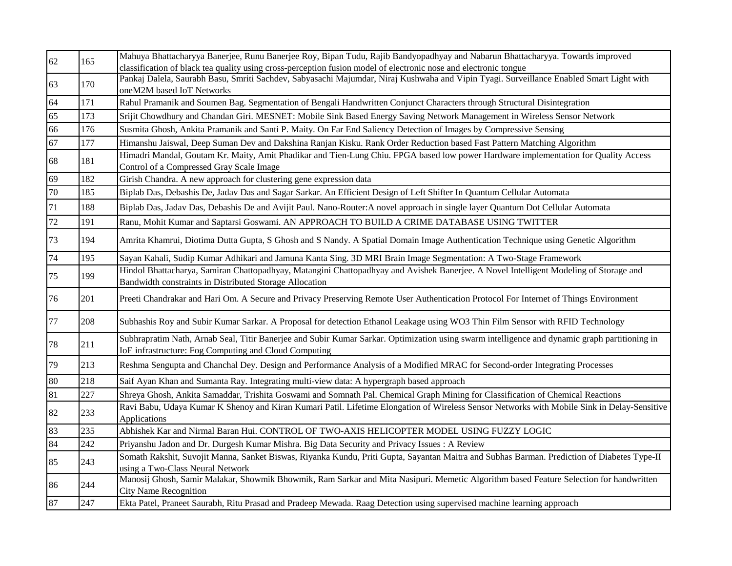| 62 | 165 | Mahuya Bhattacharyya Banerjee, Runu Banerjee Roy, Bipan Tudu, Rajib Bandyopadhyay and Nabarun Bhattacharyya. Towards improved classification of black tea quality using cross-perception fusion model of electronic nose and electronic tongue |
|---|---|---|
| 63 | 170 | Pankaj Dalela, Saurabh Basu, Smriti Sachdev, Sabyasachi Majumdar, Niraj Kushwaha and Vipin Tyagi. Surveillance Enabled Smart Light with oneM2M based IoT Networks |
| 64 | 171 | Rahul Pramanik and Soumen Bag. Segmentation of Bengali Handwritten Conjunct Characters through Structural Disintegration |
| 65 | 173 | Srijit Chowdhury and Chandan Giri. MESNET: Mobile Sink Based Energy Saving Network Management in Wireless Sensor Network |
| 66 | 176 | Susmita Ghosh, Ankita Pramanik and Santi P. Maity. On Far End Saliency Detection of Images by Compressive Sensing |
| 67 | 177 | Himanshu Jaiswal, Deep Suman Dev and Dakshina Ranjan Kisku. Rank Order Reduction based Fast Pattern Matching Algorithm |
| 68 | 181 | Himadri Mandal, Goutam Kr. Maity, Amit Phadikar and Tien-Lung Chiu. FPGA based low power Hardware implementation for Quality Access Control of a Compressed Gray Scale Image |
| 69 | 182 | Girish Chandra. A new approach for clustering gene expression data |
| 70 | 185 | Biplab Das, Debashis De, Jadav Das and Sagar Sarkar. An Efficient Design of Left Shifter In Quantum Cellular Automata |
| 71 | 188 | Biplab Das, Jadav Das, Debashis De and Avijit Paul. Nano-Router:A novel approach in single layer Quantum Dot Cellular Automata |
| 72 | 191 | Ranu, Mohit Kumar and Saptarsi Goswami. AN APPROACH TO BUILD A CRIME DATABASE USING TWITTER |
| 73 | 194 | Amrita Khamrui, Diotima Dutta Gupta, S Ghosh and S Nandy. A Spatial Domain Image Authentication Technique using Genetic Algorithm |
| 74 | 195 | Sayan Kahali, Sudip Kumar Adhikari and Jamuna Kanta Sing. 3D MRI Brain Image Segmentation: A Two-Stage Framework |
| 75 | 199 | Hindol Bhattacharya, Samiran Chattopadhyay, Matangini Chattopadhyay and Avishek Banerjee. A Novel Intelligent Modeling of Storage and Bandwidth constraints in Distributed Storage Allocation |
| 76 | 201 | Preeti Chandrakar and Hari Om. A Secure and Privacy Preserving Remote User Authentication Protocol For Internet of Things Environment |
| 77 | 208 | Subhashis Roy and Subir Kumar Sarkar. A Proposal for detection Ethanol Leakage using WO3 Thin Film Sensor with RFID Technology |
| 78 | 211 | Subhrapratim Nath, Arnab Seal, Titir Banerjee and Subir Kumar Sarkar. Optimization using swarm intelligence and dynamic graph partitioning in IoE infrastructure: Fog Computing and Cloud Computing |
| 79 | 213 | Reshma Sengupta and Chanchal Dey. Design and Performance Analysis of a Modified MRAC for Second-order Integrating Processes |
| 80 | 218 | Saif Ayan Khan and Sumanta Ray. Integrating multi-view data: A hypergraph based approach |
| 81 | 227 | Shreya Ghosh, Ankita Samaddar, Trishita Goswami and Somnath Pal. Chemical Graph Mining for Classification of Chemical Reactions |
| 82 | 233 | Ravi Babu, Udaya Kumar K Shenoy and Kiran Kumari Patil. Lifetime Elongation of Wireless Sensor Networks with Mobile Sink in Delay-Sensitive Applications |
| 83 | 235 | Abhishek Kar and Nirmal Baran Hui. CONTROL OF TWO-AXIS HELICOPTER MODEL USING FUZZY LOGIC |
| 84 | 242 | Priyanshu Jadon and Dr. Durgesh Kumar Mishra. Big Data Security and Privacy Issues : A Review |
| 85 | 243 | Somath Rakshit, Suvojit Manna, Sanket Biswas, Riyanka Kundu, Priti Gupta, Sayantan Maitra and Subhas Barman. Prediction of Diabetes Type-II using a Two-Class Neural Network |
| 86 | 244 | Manosij Ghosh, Samir Malakar, Showmik Bhowmik, Ram Sarkar and Mita Nasipuri. Memetic Algorithm based Feature Selection for handwritten City Name Recognition |
| 87 | 247 | Ekta Patel, Praneet Saurabh, Ritu Prasad and Pradeep Mewada. Raag Detection using supervised machine learning approach |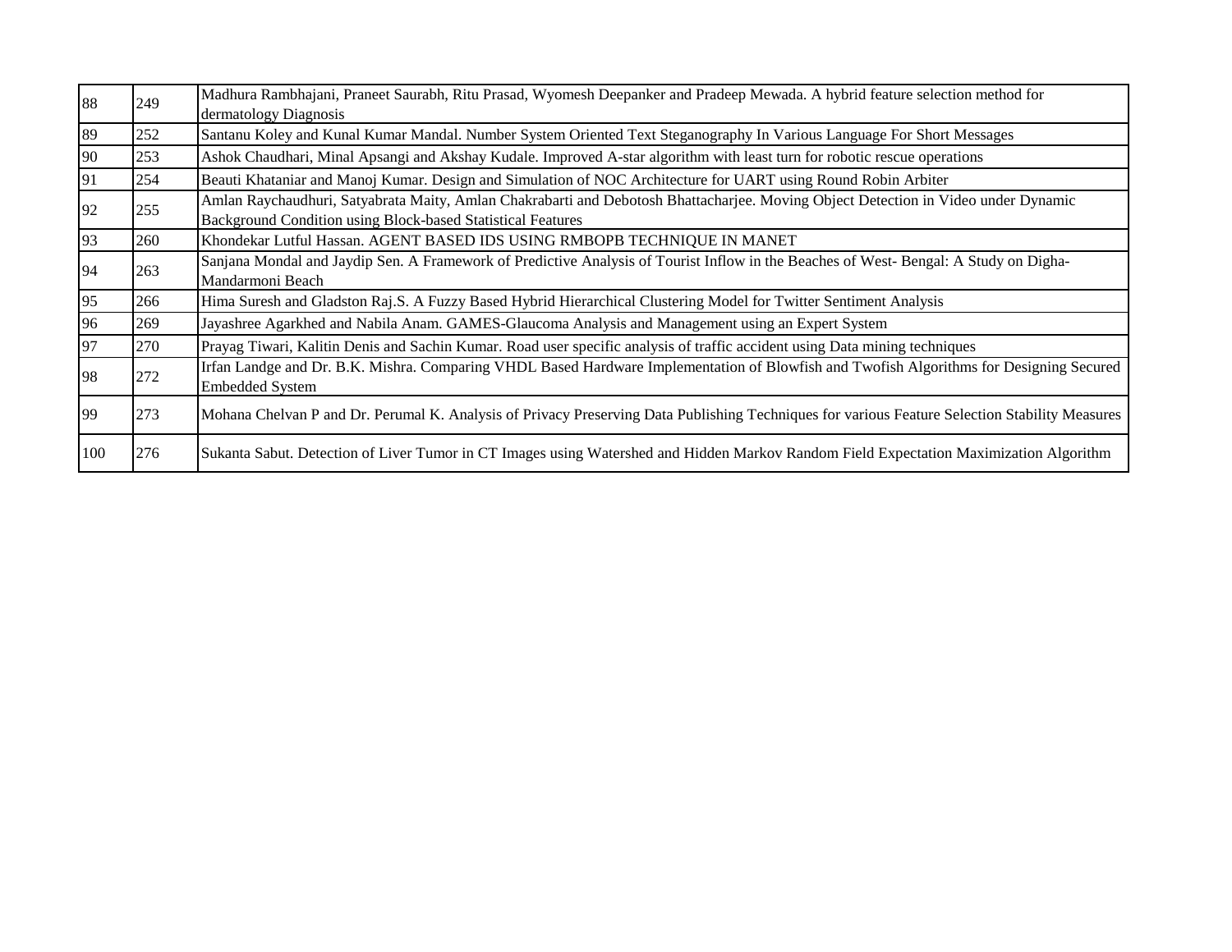| | | |
|---|---|---|
| 88 | 249 | Madhura Rambhajani, Praneet Saurabh, Ritu Prasad, Wyomesh Deepanker and Pradeep Mewada. A hybrid feature selection method for dermatology Diagnosis |
| 89 | 252 | Santanu Koley and Kunal Kumar Mandal. Number System Oriented Text Steganography In Various Language For Short Messages |
| 90 | 253 | Ashok Chaudhari, Minal Apsangi and Akshay Kudale. Improved A-star algorithm with least turn for robotic rescue operations |
| 91 | 254 | Beauti Khataniar and Manoj Kumar. Design and Simulation of NOC Architecture for UART using Round Robin Arbiter |
| 92 | 255 | Amlan Raychaudhuri, Satyabrata Maity, Amlan Chakrabarti and Debotosh Bhattacharjee. Moving Object Detection in Video under Dynamic Background Condition using Block-based Statistical Features |
| 93 | 260 | Khondekar Lutful Hassan. AGENT BASED IDS USING RMBOPB TECHNIQUE IN MANET |
| 94 | 263 | Sanjana Mondal and Jaydip Sen. A Framework of Predictive Analysis of Tourist Inflow in the Beaches of West- Bengal: A Study on Digha-Mandarmoni Beach |
| 95 | 266 | Hima Suresh and Gladston Raj.S. A Fuzzy Based Hybrid Hierarchical Clustering Model for Twitter Sentiment Analysis |
| 96 | 269 | Jayashree Agarkhed and Nabila Anam. GAMES-Glaucoma Analysis and Management using an Expert System |
| 97 | 270 | Prayag Tiwari, Kalitin Denis and Sachin Kumar. Road user specific analysis of traffic accident using Data mining techniques |
| 98 | 272 | Irfan Landge and Dr. B.K. Mishra. Comparing VHDL Based Hardware Implementation of Blowfish and Twofish Algorithms for Designing Secured Embedded System |
| 99 | 273 | Mohana Chelvan P and Dr. Perumal K. Analysis of Privacy Preserving Data Publishing Techniques for various Feature Selection Stability Measures |
| 100 | 276 | Sukanta Sabut. Detection of Liver Tumor in CT Images using Watershed and Hidden Markov Random Field Expectation Maximization Algorithm |